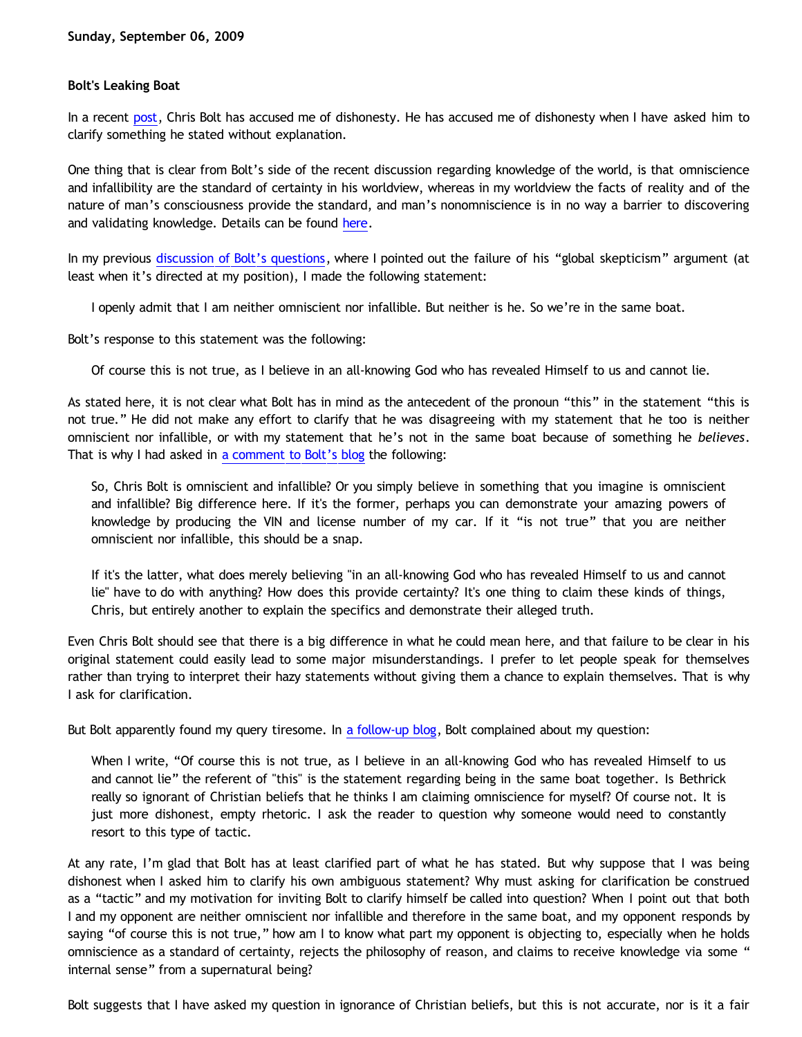Sunday, September 06, 2009

### Bolt's Leaking Boat

In a recent post, Chris Bolt has accused me of dishonesty. He has accused me of dishonesty when I have asked him to clarify something he stated without explanation.

One thing that is clear from Bolt's side of the recent discussion regarding knowledge of the world, is that omniscience and infallibility are the standard of certainty in his worldview, whereas in my worldview the facts of reality and of the nature of man's consciousness provide the standard, and man's nonomniscience is in no way a barrier to discovering and validating knowledge. Details can be found here.

In my previous discussion of Bolt's questions, where I pointed out the failure of his "global skepticism" argument (at least when it's directed at my position), I made the following statement:

> I openly admit that I am neither omniscient nor infallible. But neither is he. So we're in the same boat.

Bolt's response to this statement was the following:

> Of course this is not true, as I believe in an all-knowing God who has revealed Himself to us and cannot lie.

As stated here, it is not clear what Bolt has in mind as the antecedent of the pronoun "this" in the statement "this is not true." He did not make any effort to clarify that he was disagreeing with my statement that he too is neither omniscient nor infallible, or with my statement that he's not in the same boat because of something he *believes*. That is why I had asked in a comment to Bolt's blog the following:

> So, Chris Bolt is omniscient and infallible? Or you simply believe in something that you imagine is omniscient and infallible? Big difference here. If it's the former, perhaps you can demonstrate your amazing powers of knowledge by producing the VIN and license number of my car. If it "is not true" that you are neither omniscient nor infallible, this should be a snap.
>
> If it's the latter, what does merely believing "in an all-knowing God who has revealed Himself to us and cannot lie" have to do with anything? How does this provide certainty? It's one thing to claim these kinds of things, Chris, but entirely another to explain the specifics and demonstrate their alleged truth.

Even Chris Bolt should see that there is a big difference in what he could mean here, and that failure to be clear in his original statement could easily lead to some major misunderstandings. I prefer to let people speak for themselves rather than trying to interpret their hazy statements without giving them a chance to explain themselves. That is why I ask for clarification.

But Bolt apparently found my query tiresome. In a follow-up blog, Bolt complained about my question:

> When I write, "Of course this is not true, as I believe in an all-knowing God who has revealed Himself to us and cannot lie" the referent of "this" is the statement regarding being in the same boat together. Is Bethrick really so ignorant of Christian beliefs that he thinks I am claiming omniscience for myself? Of course not. It is just more dishonest, empty rhetoric. I ask the reader to question why someone would need to constantly resort to this type of tactic.

At any rate, I'm glad that Bolt has at least clarified part of what he has stated. But why suppose that I was being dishonest when I asked him to clarify his own ambiguous statement? Why must asking for clarification be construed as a "tactic" and my motivation for inviting Bolt to clarify himself be called into question? When I point out that both I and my opponent are neither omniscient nor infallible and therefore in the same boat, and my opponent responds by saying "of course this is not true," how am I to know what part my opponent is objecting to, especially when he holds omniscience as a standard of certainty, rejects the philosophy of reason, and claims to receive knowledge via some "internal sense" from a supernatural being?

Bolt suggests that I have asked my question in ignorance of Christian beliefs, but this is not accurate, nor is it a fair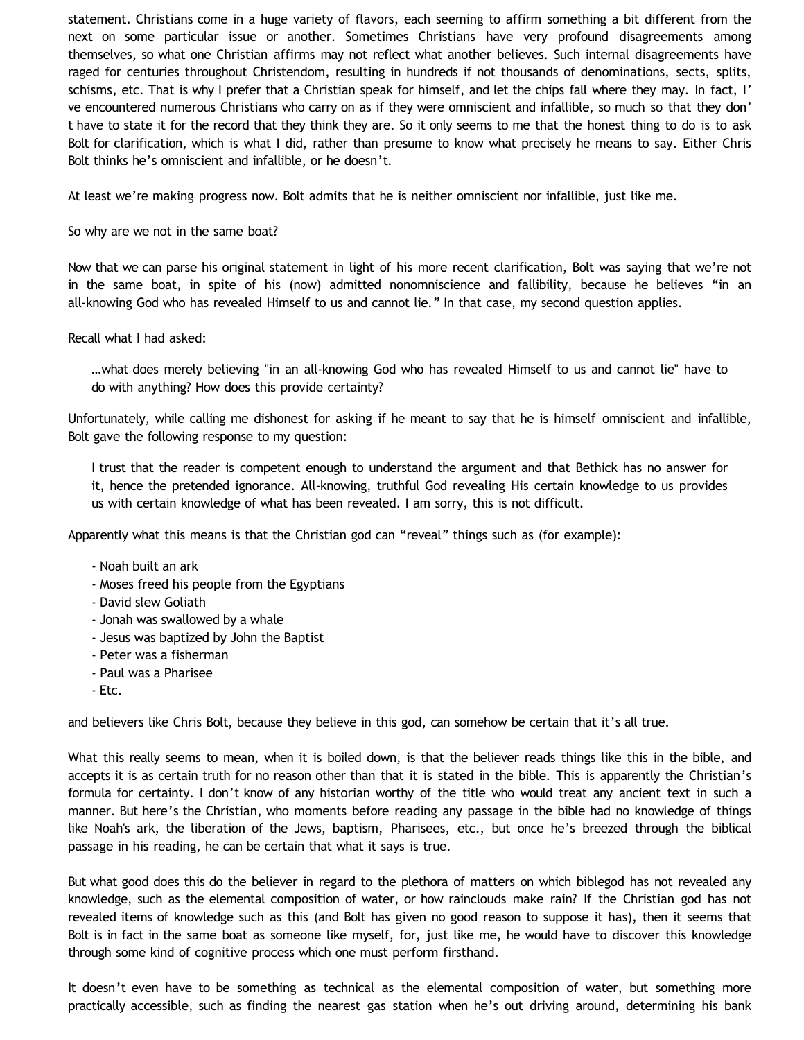statement. Christians come in a huge variety of flavors, each seeming to affirm something a bit different from the next on some particular issue or another. Sometimes Christians have very profound disagreements among themselves, so what one Christian affirms may not reflect what another believes. Such internal disagreements have raged for centuries throughout Christendom, resulting in hundreds if not thousands of denominations, sects, splits, schisms, etc. That is why I prefer that a Christian speak for himself, and let the chips fall where they may. In fact, I've encountered numerous Christians who carry on as if they were omniscient and infallible, so much so that they don't have to state it for the record that they think they are. So it only seems to me that the honest thing to do is to ask Bolt for clarification, which is what I did, rather than presume to know what precisely he means to say. Either Chris Bolt thinks he's omniscient and infallible, or he doesn't.

At least we're making progress now. Bolt admits that he is neither omniscient nor infallible, just like me.

So why are we not in the same boat?

Now that we can parse his original statement in light of his more recent clarification, Bolt was saying that we're not in the same boat, in spite of his (now) admitted nonomniscience and fallibility, because he believes "in an all-knowing God who has revealed Himself to us and cannot lie." In that case, my second question applies.

Recall what I had asked:

> …what does merely believing "in an all-knowing God who has revealed Himself to us and cannot lie" have to do with anything? How does this provide certainty?

Unfortunately, while calling me dishonest for asking if he meant to say that he is himself omniscient and infallible, Bolt gave the following response to my question:

> I trust that the reader is competent enough to understand the argument and that Bethick has no answer for it, hence the pretended ignorance. All-knowing, truthful God revealing His certain knowledge to us provides us with certain knowledge of what has been revealed. I am sorry, this is not difficult.

Apparently what this means is that the Christian god can "reveal" things such as (for example):

- Noah built an ark
- Moses freed his people from the Egyptians
- David slew Goliath
- Jonah was swallowed by a whale
- Jesus was baptized by John the Baptist
- Peter was a fisherman
- Paul was a Pharisee
- Etc.

and believers like Chris Bolt, because they believe in this god, can somehow be certain that it's all true.

What this really seems to mean, when it is boiled down, is that the believer reads things like this in the bible, and accepts it is as certain truth for no reason other than that it is stated in the bible. This is apparently the Christian's formula for certainty. I don't know of any historian worthy of the title who would treat any ancient text in such a manner. But here's the Christian, who moments before reading any passage in the bible had no knowledge of things like Noah's ark, the liberation of the Jews, baptism, Pharisees, etc., but once he's breezed through the biblical passage in his reading, he can be certain that what it says is true.

But what good does this do the believer in regard to the plethora of matters on which biblegod has not revealed any knowledge, such as the elemental composition of water, or how rainclouds make rain? If the Christian god has not revealed items of knowledge such as this (and Bolt has given no good reason to suppose it has), then it seems that Bolt is in fact in the same boat as someone like myself, for, just like me, he would have to discover this knowledge through some kind of cognitive process which one must perform firsthand.

It doesn't even have to be something as technical as the elemental composition of water, but something more practically accessible, such as finding the nearest gas station when he's out driving around, determining his bank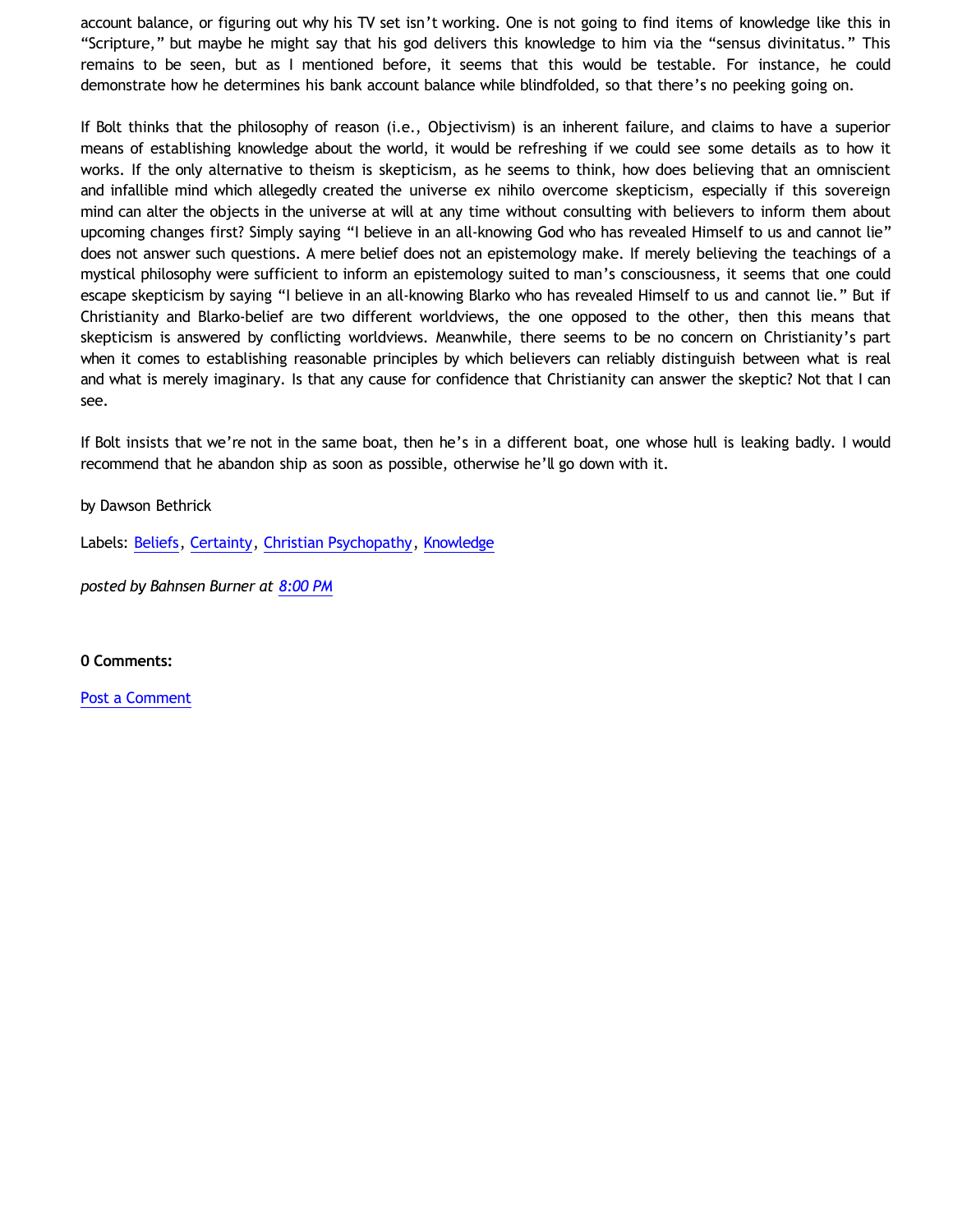account balance, or figuring out why his TV set isn't working. One is not going to find items of knowledge like this in "Scripture," but maybe he might say that his god delivers this knowledge to him via the "sensus divinitatus." This remains to be seen, but as I mentioned before, it seems that this would be testable. For instance, he could demonstrate how he determines his bank account balance while blindfolded, so that there's no peeking going on.

If Bolt thinks that the philosophy of reason (i.e., Objectivism) is an inherent failure, and claims to have a superior means of establishing knowledge about the world, it would be refreshing if we could see some details as to how it works. If the only alternative to theism is skepticism, as he seems to think, how does believing that an omniscient and infallible mind which allegedly created the universe ex nihilo overcome skepticism, especially if this sovereign mind can alter the objects in the universe at will at any time without consulting with believers to inform them about upcoming changes first? Simply saying "I believe in an all-knowing God who has revealed Himself to us and cannot lie" does not answer such questions. A mere belief does not an epistemology make. If merely believing the teachings of a mystical philosophy were sufficient to inform an epistemology suited to man's consciousness, it seems that one could escape skepticism by saying "I believe in an all-knowing Blarko who has revealed Himself to us and cannot lie." But if Christianity and Blarko-belief are two different worldviews, the one opposed to the other, then this means that skepticism is answered by conflicting worldviews. Meanwhile, there seems to be no concern on Christianity's part when it comes to establishing reasonable principles by which believers can reliably distinguish between what is real and what is merely imaginary. Is that any cause for confidence that Christianity can answer the skeptic? Not that I can see.

If Bolt insists that we're not in the same boat, then he's in a different boat, one whose hull is leaking badly. I would recommend that he abandon ship as soon as possible, otherwise he'll go down with it.

by Dawson Bethrick

Labels: Beliefs, Certainty, Christian Psychopathy, Knowledge

*posted by Bahnsen Burner at 8:00 PM*

**0 Comments:**

Post a Comment